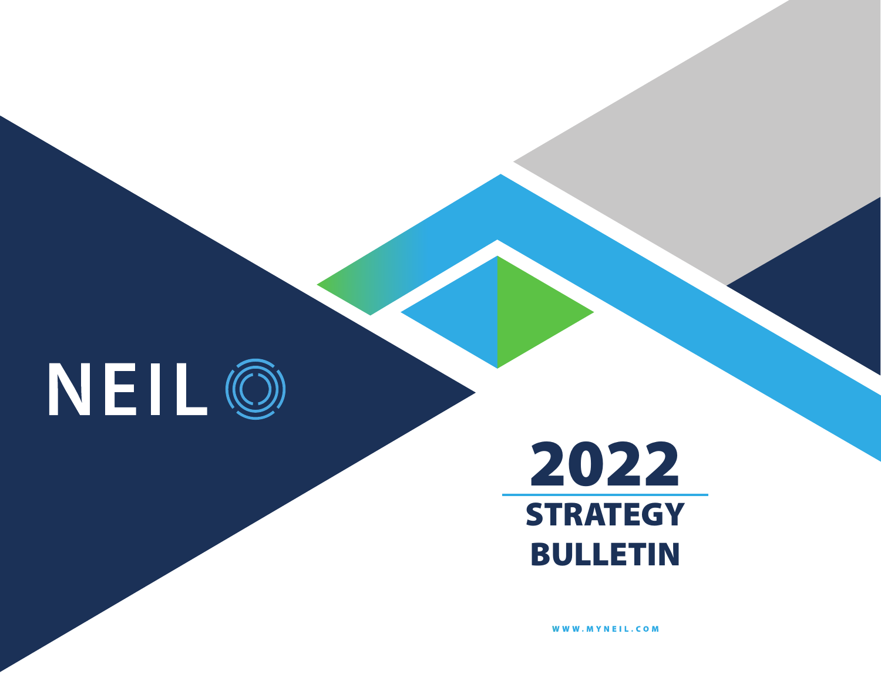NEIL

# 2022 STRATEGY BULLETIN

WWW.MYNEIL.COM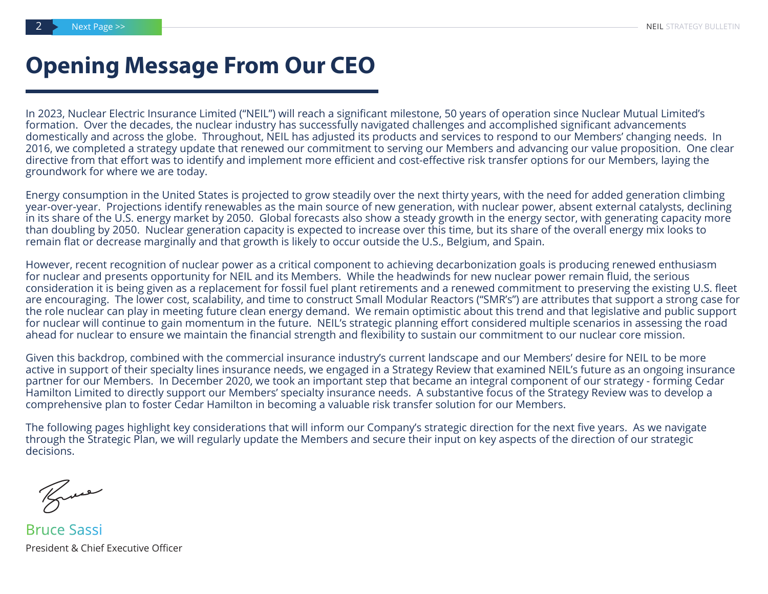# Opening Message From Our CEO

In 2023, Nuclear Electric Insurance Limited ("NEIL") will reach a significant milestone, 50 years of operation since Nuclear Mutual Limited's formation. Over the decades, the nuclear industry has successfully navigated challenges and accomplished significant advancements domestically and across the globe. Throughout, NEIL has adjusted its products and services to respond to our Members' changing needs. In 2016, we completed a strategy update that renewed our commitment to serving our Members and advancing our value proposition. One clear directive from that effort was to identify and implement more efficient and cost-effective risk transfer options for our Members, laying the groundwork for where we are today.

Energy consumption in the United States is projected to grow steadily over the next thirty years, with the need for added generation climbing year-over-year. Projections identify renewables as the main source of new generation, with nuclear power, absent external catalysts, declining in its share of the U.S. energy market by 2050. Global forecasts also show a steady growth in the energy sector, with generating capacity more than doubling by 2050. Nuclear generation capacity is expected to increase over this time, but its share of the overall energy mix looks to remain flat or decrease marginally and that growth is likely to occur outside the U.S., Belgium, and Spain.

However, recent recognition of nuclear power as a critical component to achieving decarbonization goals is producing renewed enthusiasm for nuclear and presents opportunity for NEIL and its Members. While the headwinds for new nuclear power remain fluid, the serious consideration it is being given as a replacement for fossil fuel plant retirements and a renewed commitment to preserving the existing U.S. fleet are encouraging. The lower cost, scalability, and time to construct Small Modular Reactors ("SMR's") are attributes that support a strong case for the role nuclear can play in meeting future clean energy demand. We remain optimistic about this trend and that legislative and public support for nuclear will continue to gain momentum in the future. NEIL's strategic planning effort considered multiple scenarios in assessing the road ahead for nuclear to ensure we maintain the financial strength and flexibility to sustain our commitment to our nuclear core mission.

Given this backdrop, combined with the commercial insurance industry's current landscape and our Members' desire for NEIL to be more active in support of their specialty lines insurance needs, we engaged in a Strategy Review that examined NEIL's future as an ongoing insurance partner for our Members. In December 2020, we took an important step that became an integral component of our strategy - forming Cedar Hamilton Limited to directly support our Members' specialty insurance needs. A substantive focus of the Strategy Review was to develop a comprehensive plan to foster Cedar Hamilton in becoming a valuable risk transfer solution for our Members.

The following pages highlight key considerations that will inform our Company's strategic direction for the next five years. As we navigate through the Strategic Plan, we will regularly update the Members and secure their input on key aspects of the direction of our strategic decisions.

Bruce Sassi

President & Chief Executive Officer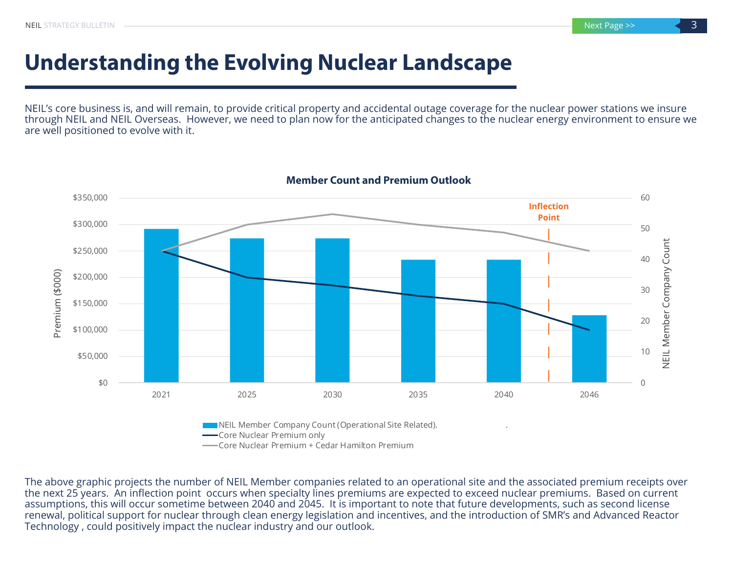# Understanding the Evolving Nuclear Landscape

NEIL's core business is, and will remain, to provide critical property and accidental outage coverage for the nuclear power stations we insure through NEIL and NEIL Overseas. However, we need to plan now for the anticipated changes to the nuclear energy environment to ensure we are well positioned to evolve with it.

**Member Count and Premium Outlook**

The above graphic projects the number of NEIL Member companies related to an operational site and the associated premium receipts over the next 25 years. An inflection point occurs when specialty lines premiums are expected to exceed nuclear premiums. Based on current assumptions, this will occur sometime between 2040 and 2045. It is important to note that future developments, such as second license renewal, political support for nuclear through clean energy legislation and incentives, and the introduction of SMR's and Advanced Reactor Technology , could positively impact the nuclear industry and our outlook.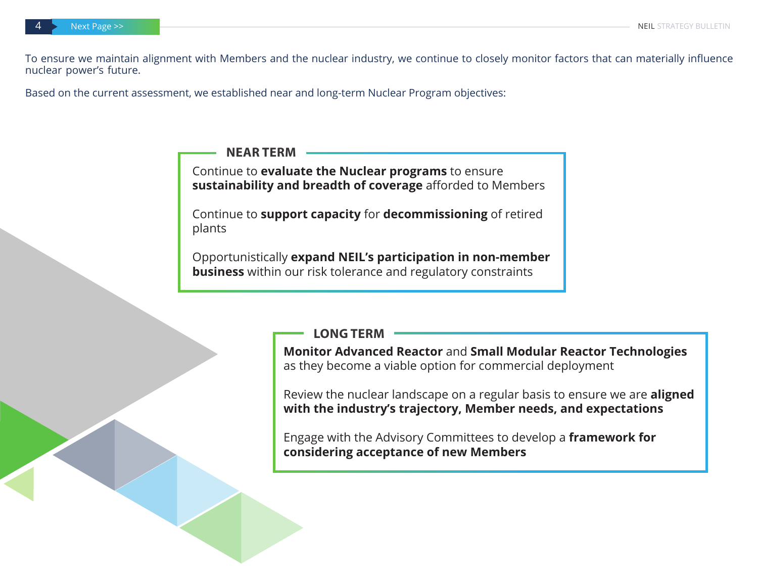To ensure we maintain alignment with Members and the nuclear industry, we continue to closely monitor factors that can materially influence nuclear power's future.

Based on the current assessment, we established near and long-term Nuclear Program objectives:

## NEAR TERM

Continue to **evaluate the Nuclear programs** to ensure **sustainability and breadth of coverage** afforded to Members

Continue to **support capacity** for **decommissioning** of retired plants

Opportunistically **expand NEIL's participation in non-member business** within our risk tolerance and regulatory constraints

## LONG TERM

**Monitor Advanced Reactor** and **Small Modular Reactor Technologies** as they become a viable option for commercial deployment

Review the nuclear landscape on a regular basis to ensure we are **aligned with the industry's trajectory, Member needs, and expectations**

Engage with the Advisory Committees to develop a **framework for considering acceptance of new Members**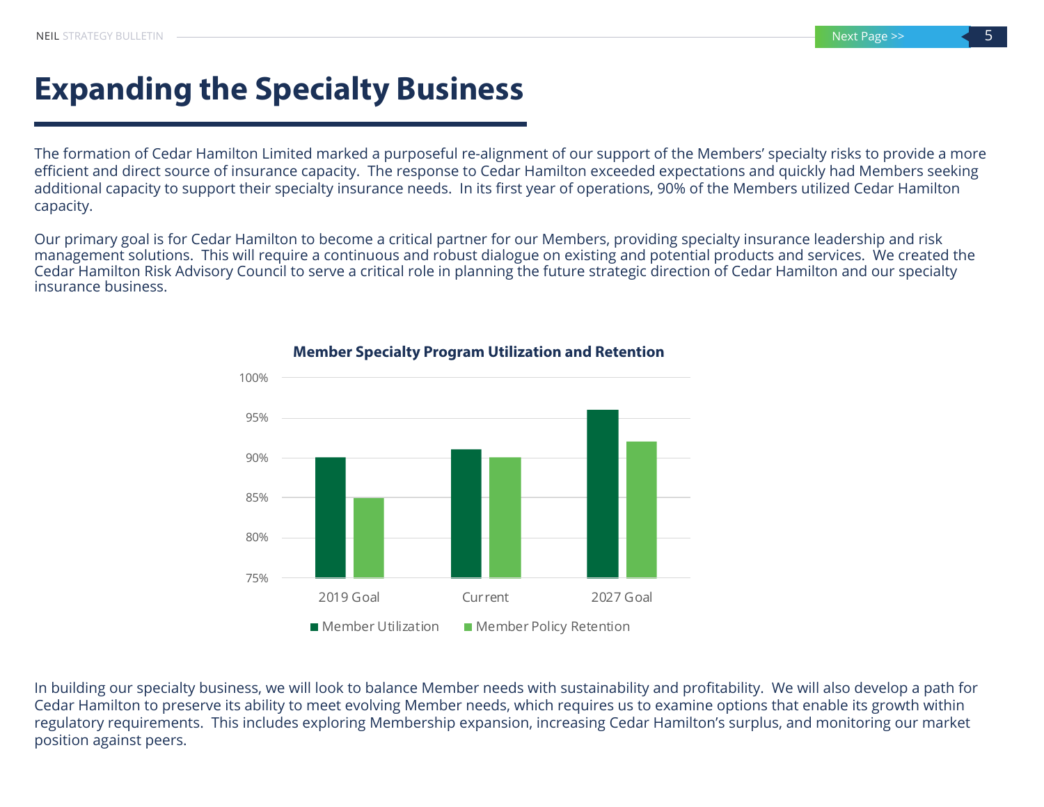# Expanding the Specialty Business

The formation of Cedar Hamilton Limited marked a purposeful re-alignment of our support of the Members' specialty risks to provide a more efficient and direct source of insurance capacity. The response to Cedar Hamilton exceeded expectations and quickly had Members seeking additional capacity to support their specialty insurance needs. In its first year of operations, 90% of the Members utilized Cedar Hamilton capacity.

Our primary goal is for Cedar Hamilton to become a critical partner for our Members, providing specialty insurance leadership and risk management solutions. This will require a continuous and robust dialogue on existing and potential products and services. We created the Cedar Hamilton Risk Advisory Council to serve a critical role in planning the future strategic direction of Cedar Hamilton and our specialty insurance business.

**Member Specialty Program Utilization and Retention**

| | Member Utilization | Member Policy Retention |
|---|---|---|
| 2019 Goal | 90% | 85% |
| Current | 91% | 90% |
| 2027 Goal | 96% | 92% |

In building our specialty business, we will look to balance Member needs with sustainability and profitability. We will also develop a path for Cedar Hamilton to preserve its ability to meet evolving Member needs, which requires us to examine options that enable its growth within regulatory requirements. This includes exploring Membership expansion, increasing Cedar Hamilton's surplus, and monitoring our market position against peers.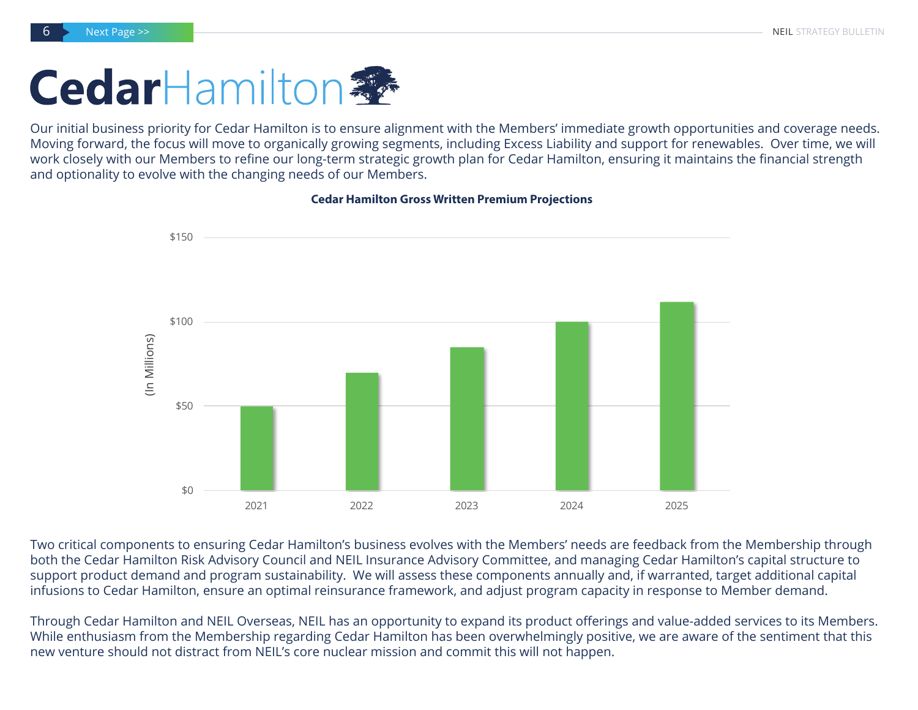# CedarHamilton

Our initial business priority for Cedar Hamilton is to ensure alignment with the Members' immediate growth opportunities and coverage needs. Moving forward, the focus will move to organically growing segments, including Excess Liability and support for renewables. Over time, we will work closely with our Members to refine our long-term strategic growth plan for Cedar Hamilton, ensuring it maintains the financial strength and optionality to evolve with the changing needs of our Members.

**Cedar Hamilton Gross Written Premium Projections**

(In Millions)

| Year | Gross Written Premium |
|---|---|
| 2021 | ~$50 |
| 2022 | ~$70 |
| 2023 | ~$85 |
| 2024 | ~$100 |
| 2025 | ~$112 |

Two critical components to ensuring Cedar Hamilton's business evolves with the Members' needs are feedback from the Membership through both the Cedar Hamilton Risk Advisory Council and NEIL Insurance Advisory Committee, and managing Cedar Hamilton's capital structure to support product demand and program sustainability. We will assess these components annually and, if warranted, target additional capital infusions to Cedar Hamilton, ensure an optimal reinsurance framework, and adjust program capacity in response to Member demand.

Through Cedar Hamilton and NEIL Overseas, NEIL has an opportunity to expand its product offerings and value-added services to its Members. While enthusiasm from the Membership regarding Cedar Hamilton has been overwhelmingly positive, we are aware of the sentiment that this new venture should not distract from NEIL's core nuclear mission and commit this will not happen.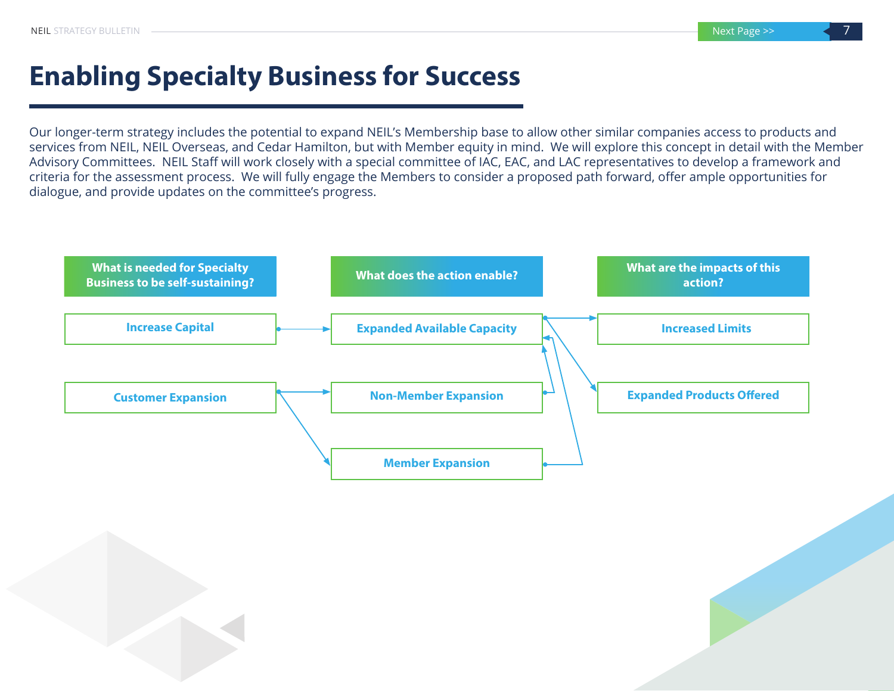# Enabling Specialty Business for Success

Our longer-term strategy includes the potential to expand NEIL's Membership base to allow other similar companies access to products and services from NEIL, NEIL Overseas, and Cedar Hamilton, but with Member equity in mind. We will explore this concept in detail with the Member Advisory Committees. NEIL Staff will work closely with a special committee of IAC, EAC, and LAC representatives to develop a framework and criteria for the assessment process. We will fully engage the Members to consider a proposed path forward, offer ample opportunities for dialogue, and provide updates on the committee's progress.

| What is needed for Specialty Business to be self-sustaining? | What does the action enable? | What are the impacts of this action? |
|---|---|---|
| Increase Capital | Expanded Available Capacity | Increased Limits |
| Customer Expansion | Non-Member Expansion | Expanded Products Offered |
| | Member Expansion | |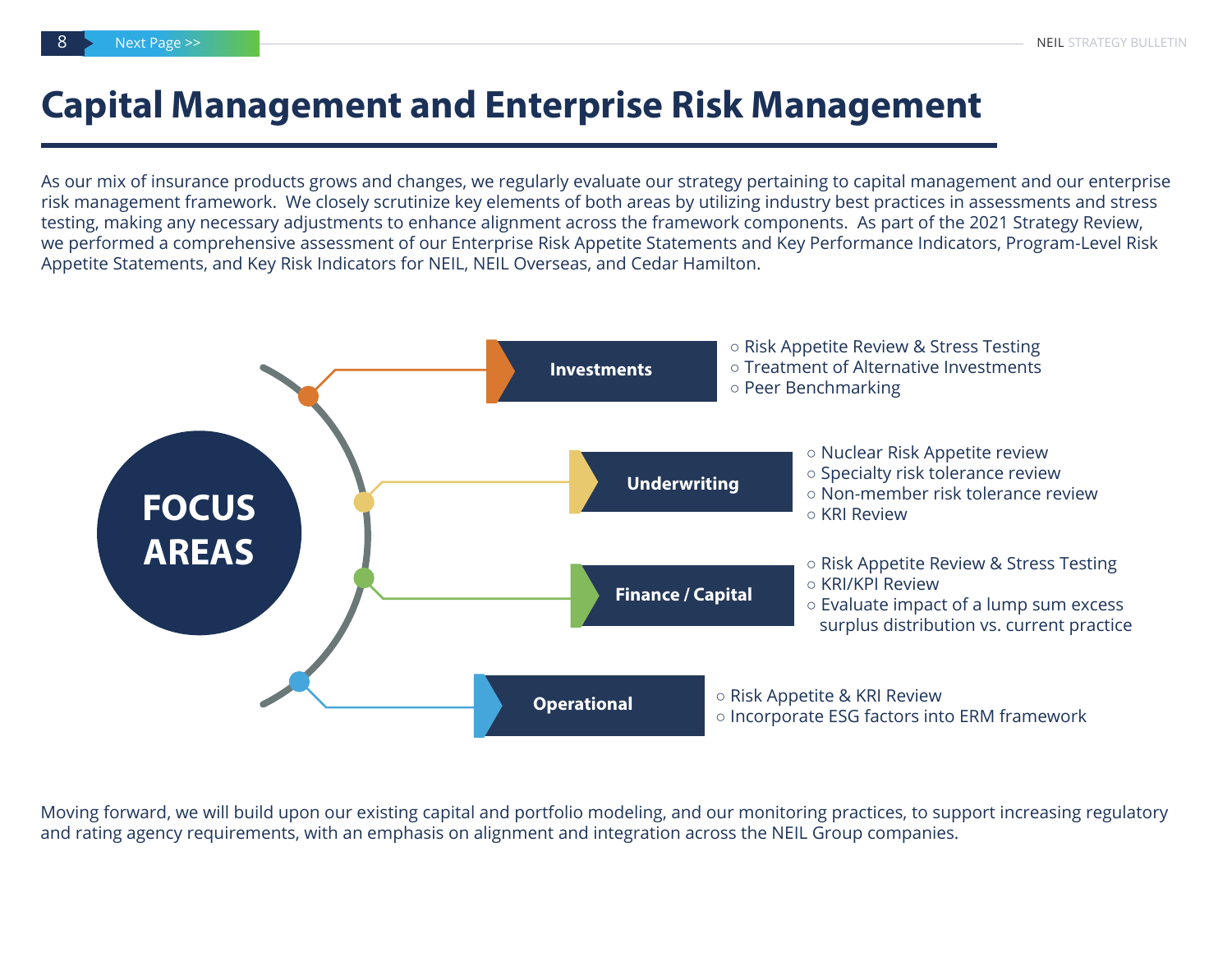# Capital Management and Enterprise Risk Management

As our mix of insurance products grows and changes, we regularly evaluate our strategy pertaining to capital management and our enterprise risk management framework. We closely scrutinize key elements of both areas by utilizing industry best practices in assessments and stress testing, making any necessary adjustments to enhance alignment across the framework components. As part of the 2021 Strategy Review, we performed a comprehensive assessment of our Enterprise Risk Appetite Statements and Key Performance Indicators, Program-Level Risk Appetite Statements, and Key Risk Indicators for NEIL, NEIL Overseas, and Cedar Hamilton.

## FOCUS AREAS

**Investments**
- Risk Appetite Review & Stress Testing
- Treatment of Alternative Investments
- Peer Benchmarking

**Underwriting**
- Nuclear Risk Appetite review
- Specialty risk tolerance review
- Non-member risk tolerance review
- KRI Review

**Finance / Capital**
- Risk Appetite Review & Stress Testing
- KRI/KPI Review
- Evaluate impact of a lump sum excess surplus distribution vs. current practice

**Operational**
- Risk Appetite & KRI Review
- Incorporate ESG factors into ERM framework

Moving forward, we will build upon our existing capital and portfolio modeling, and our monitoring practices, to support increasing regulatory and rating agency requirements, with an emphasis on alignment and integration across the NEIL Group companies.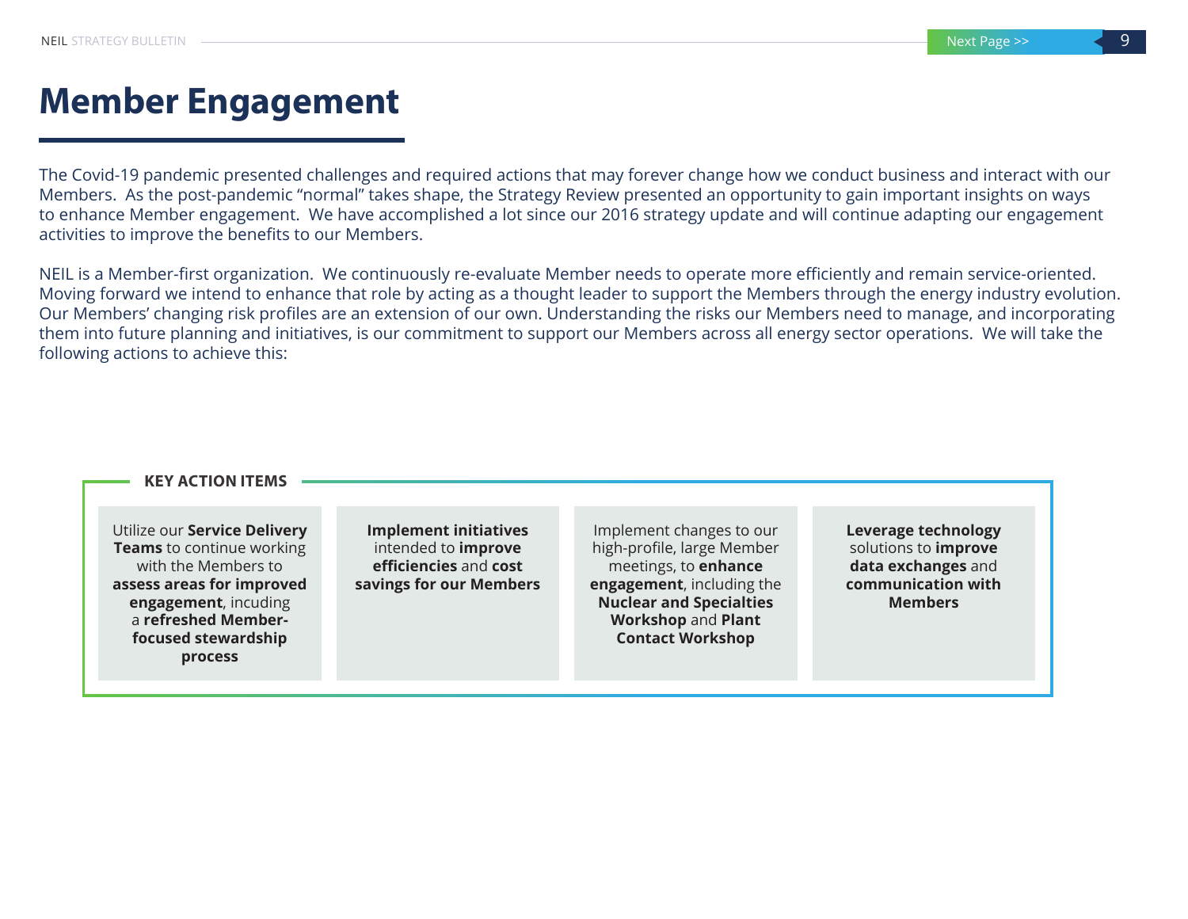# Member Engagement

The Covid-19 pandemic presented challenges and required actions that may forever change how we conduct business and interact with our Members. As the post-pandemic "normal" takes shape, the Strategy Review presented an opportunity to gain important insights on ways to enhance Member engagement. We have accomplished a lot since our 2016 strategy update and will continue adapting our engagement activities to improve the benefits to our Members.

NEIL is a Member-first organization. We continuously re-evaluate Member needs to operate more efficiently and remain service-oriented. Moving forward we intend to enhance that role by acting as a thought leader to support the Members through the energy industry evolution. Our Members' changing risk profiles are an extension of our own. Understanding the risks our Members need to manage, and incorporating them into future planning and initiatives, is our commitment to support our Members across all energy sector operations. We will take the following actions to achieve this:

**KEY ACTION ITEMS**

- Utilize our **Service Delivery Teams** to continue working with the Members to **assess areas for improved engagement**, incuding a **refreshed Member-focused stewardship process**
- **Implement initiatives** intended to **improve efficiencies** and **cost savings for our Members**
- Implement changes to our high-profile, large Member meetings, to **enhance engagement**, including the **Nuclear and Specialties Workshop** and **Plant Contact Workshop**
- **Leverage technology** solutions to **improve data exchanges** and **communication with Members**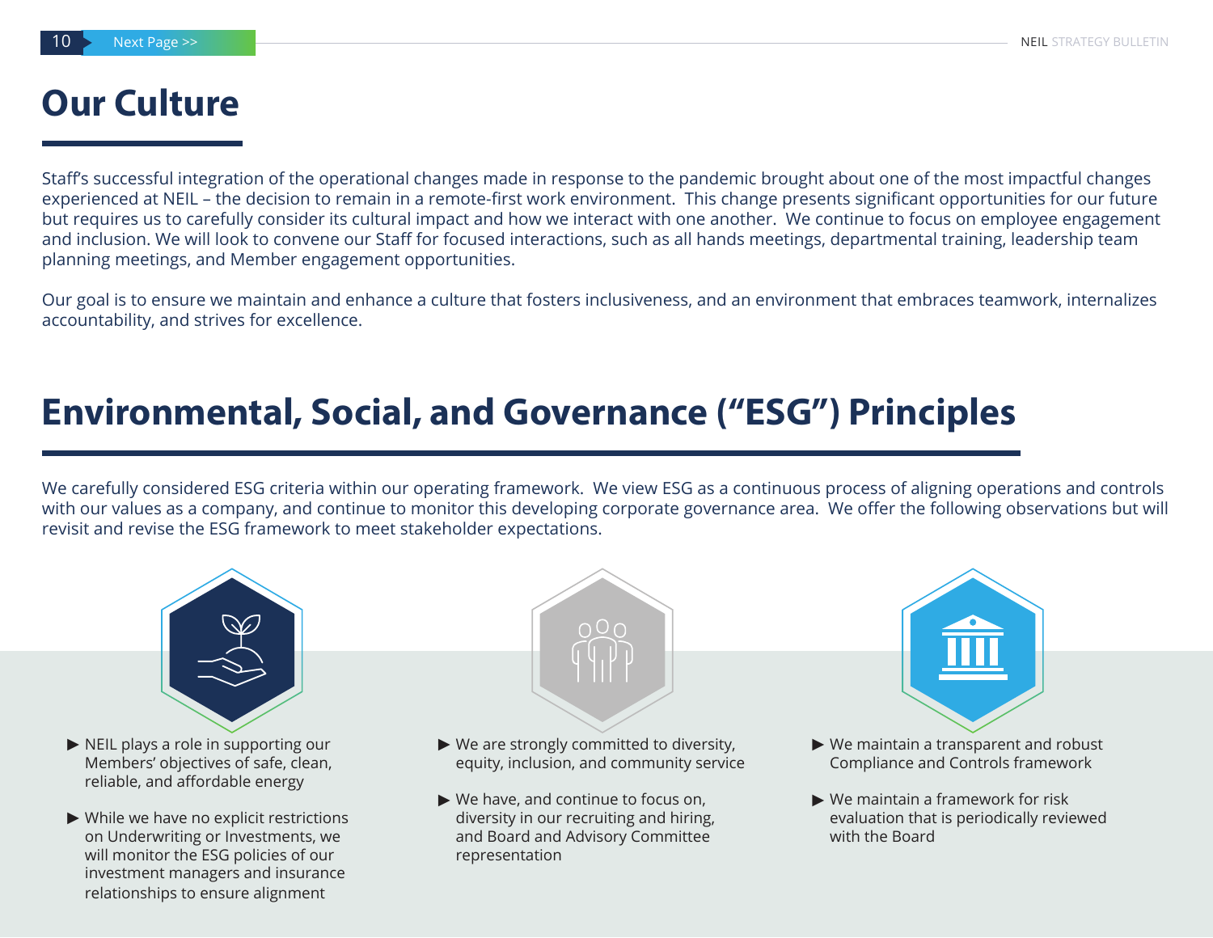# Our Culture

Staff's successful integration of the operational changes made in response to the pandemic brought about one of the most impactful changes experienced at NEIL – the decision to remain in a remote-first work environment. This change presents significant opportunities for our future but requires us to carefully consider its cultural impact and how we interact with one another. We continue to focus on employee engagement and inclusion. We will look to convene our Staff for focused interactions, such as all hands meetings, departmental training, leadership team planning meetings, and Member engagement opportunities.

Our goal is to ensure we maintain and enhance a culture that fosters inclusiveness, and an environment that embraces teamwork, internalizes accountability, and strives for excellence.

# Environmental, Social, and Governance ("ESG") Principles

We carefully considered ESG criteria within our operating framework. We view ESG as a continuous process of aligning operations and controls with our values as a company, and continue to monitor this developing corporate governance area. We offer the following observations but will revisit and revise the ESG framework to meet stakeholder expectations.

- NEIL plays a role in supporting our Members' objectives of safe, clean, reliable, and affordable energy
- While we have no explicit restrictions on Underwriting or Investments, we will monitor the ESG policies of our investment managers and insurance relationships to ensure alignment

- We are strongly committed to diversity, equity, inclusion, and community service
- We have, and continue to focus on, diversity in our recruiting and hiring, and Board and Advisory Committee representation

- We maintain a transparent and robust Compliance and Controls framework
- We maintain a framework for risk evaluation that is periodically reviewed with the Board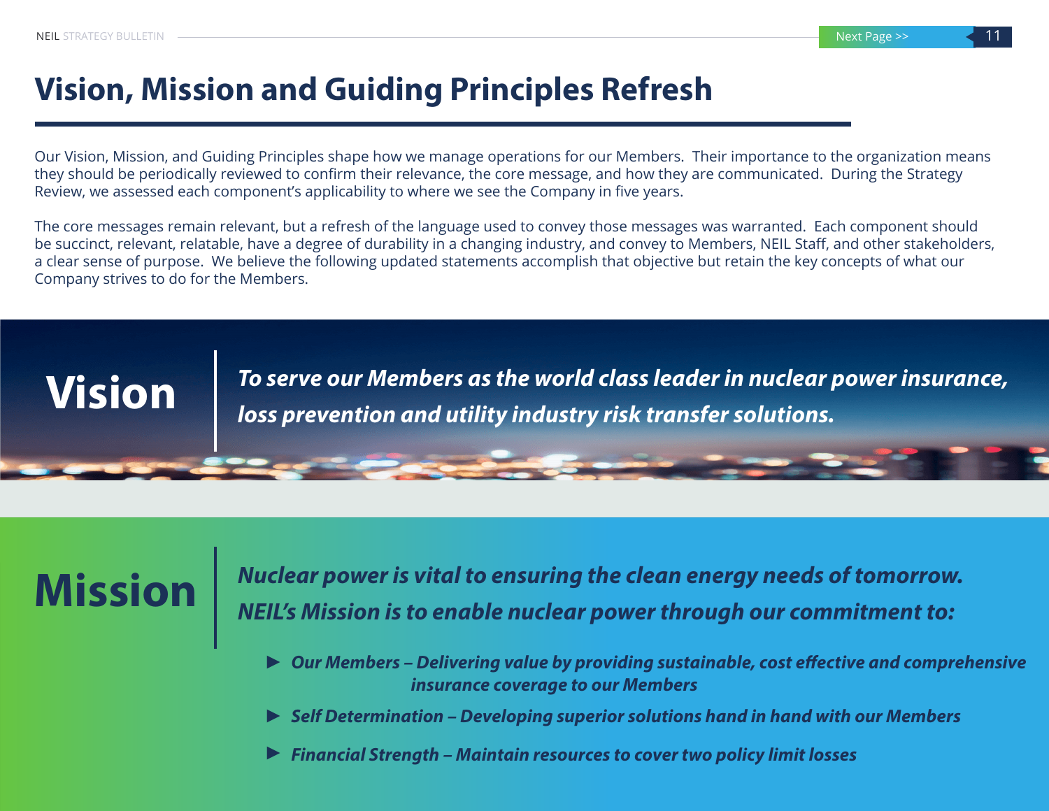# Vision, Mission and Guiding Principles Refresh

Our Vision, Mission, and Guiding Principles shape how we manage operations for our Members. Their importance to the organization means they should be periodically reviewed to confirm their relevance, the core message, and how they are communicated. During the Strategy Review, we assessed each component's applicability to where we see the Company in five years.

The core messages remain relevant, but a refresh of the language used to convey those messages was warranted. Each component should be succinct, relevant, relatable, have a degree of durability in a changing industry, and convey to Members, NEIL Staff, and other stakeholders, a clear sense of purpose. We believe the following updated statements accomplish that objective but retain the key concepts of what our Company strives to do for the Members.

## Vision

***To serve our Members as the world class leader in nuclear power insurance, loss prevention and utility industry risk transfer solutions.***

## Mission

***Nuclear power is vital to ensuring the clean energy needs of tomorrow. NEIL's Mission is to enable nuclear power through our commitment to:***

- ***Our Members – Delivering value by providing sustainable, cost effective and comprehensive insurance coverage to our Members***
- ***Self Determination – Developing superior solutions hand in hand with our Members***
- ***Financial Strength – Maintain resources to cover two policy limit losses***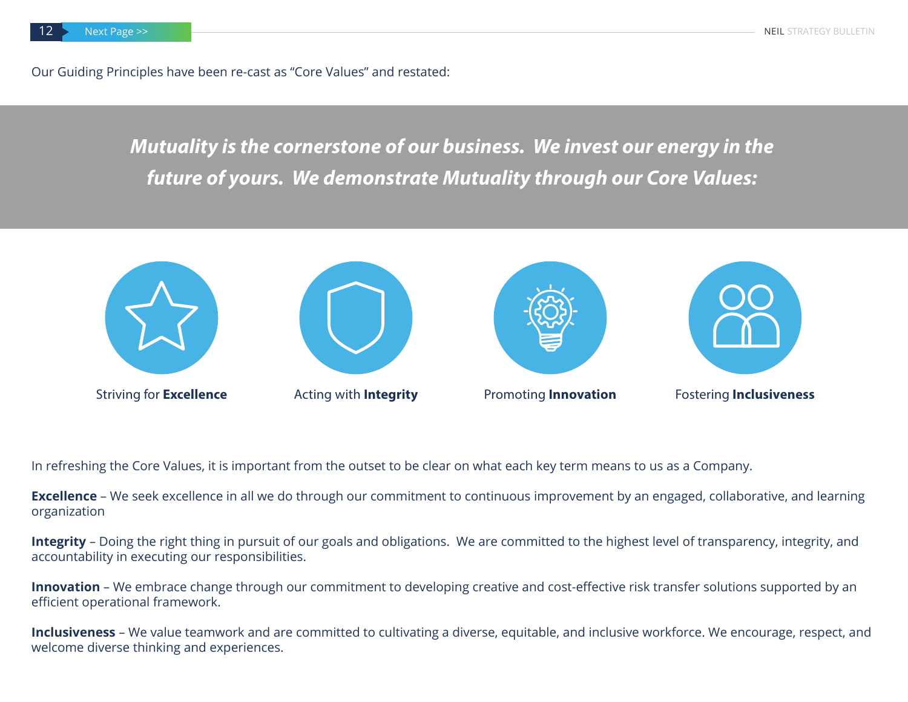Our Guiding Principles have been re-cast as "Core Values" and restated:

***Mutuality is the cornerstone of our business. We invest our energy in the future of yours. We demonstrate Mutuality through our Core Values:***

Striving for **Excellence**

Acting with **Integrity**

Promoting **Innovation**

Fostering **Inclusiveness**

In refreshing the Core Values, it is important from the outset to be clear on what each key term means to us as a Company.

**Excellence** – We seek excellence in all we do through our commitment to continuous improvement by an engaged, collaborative, and learning organization

**Integrity** – Doing the right thing in pursuit of our goals and obligations. We are committed to the highest level of transparency, integrity, and accountability in executing our responsibilities.

**Innovation** – We embrace change through our commitment to developing creative and cost-effective risk transfer solutions supported by an efficient operational framework.

**Inclusiveness** – We value teamwork and are committed to cultivating a diverse, equitable, and inclusive workforce. We encourage, respect, and welcome diverse thinking and experiences.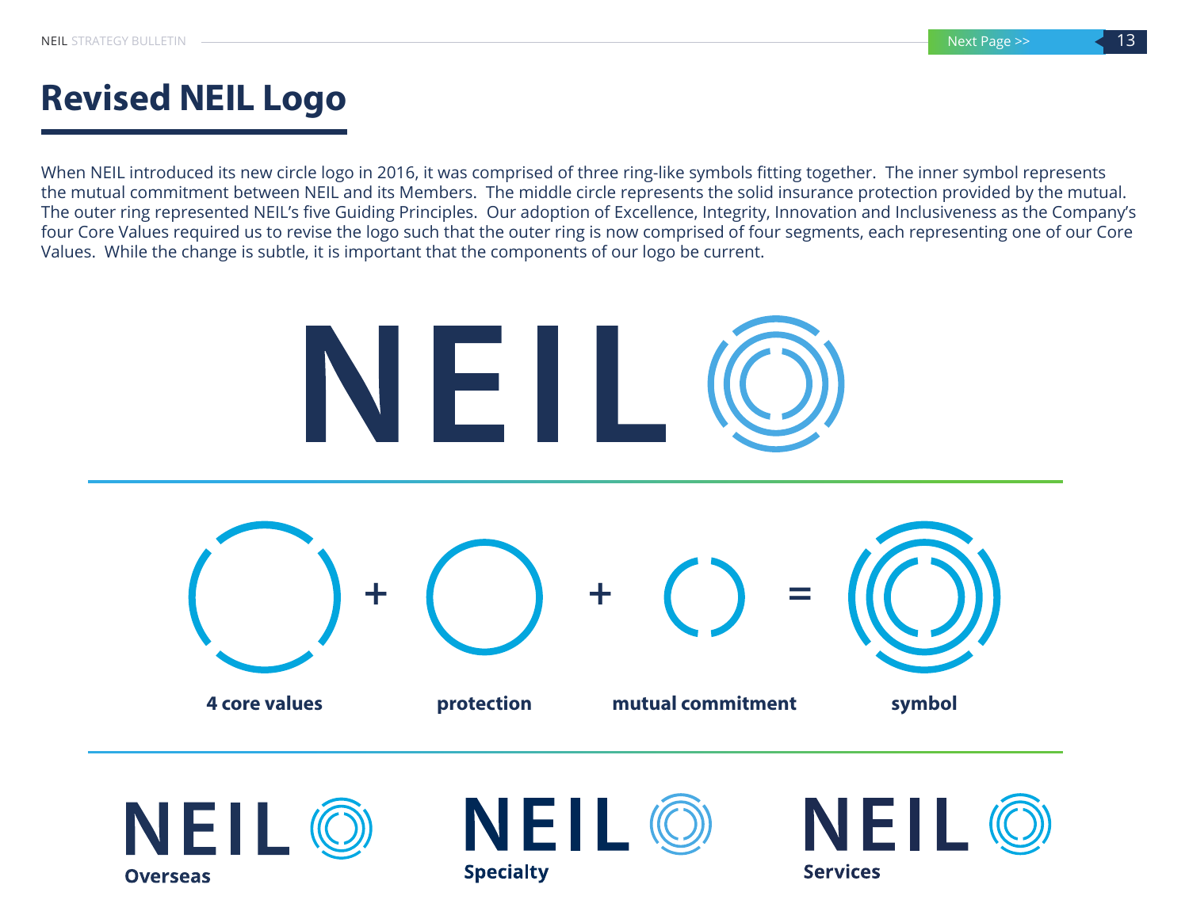# Revised NEIL Logo

When NEIL introduced its new circle logo in 2016, it was comprised of three ring-like symbols fitting together. The inner symbol represents the mutual commitment between NEIL and its Members. The middle circle represents the solid insurance protection provided by the mutual. The outer ring represented NEIL's five Guiding Principles. Our adoption of Excellence, Integrity, Innovation and Inclusiveness as the Company's four Core Values required us to revise the logo such that the outer ring is now comprised of four segments, each representing one of our Core Values. While the change is subtle, it is important that the components of our logo be current.

NEIL

4 core values + protection + mutual commitment = symbol

NEIL Overseas

NEIL Specialty

NEIL Services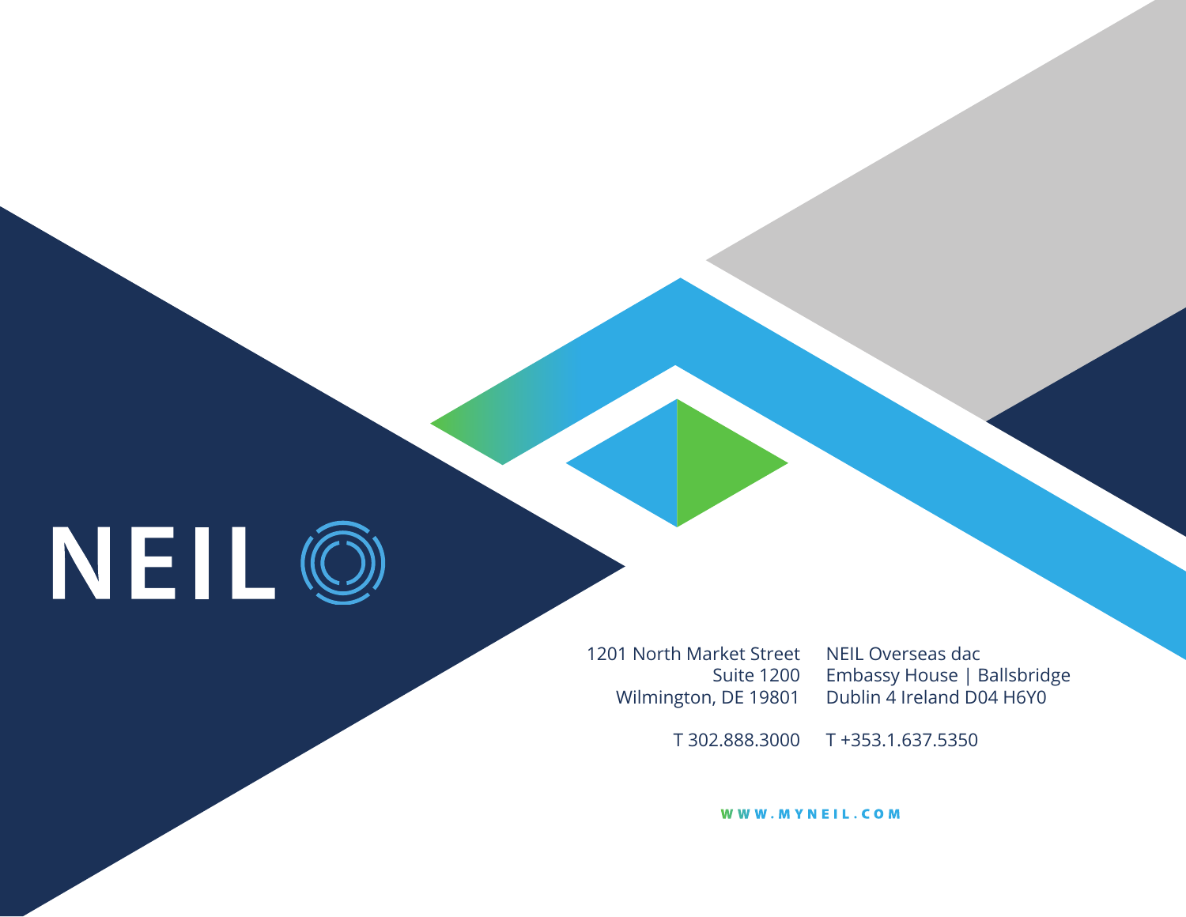NEIL

1201 North Market Street
Suite 1200
Wilmington, DE 19801

T 302.888.3000

NEIL Overseas dac
Embassy House | Ballsbridge
Dublin 4 Ireland D04 H6Y0

T +353.1.637.5350

WWW.MYNEIL.COM